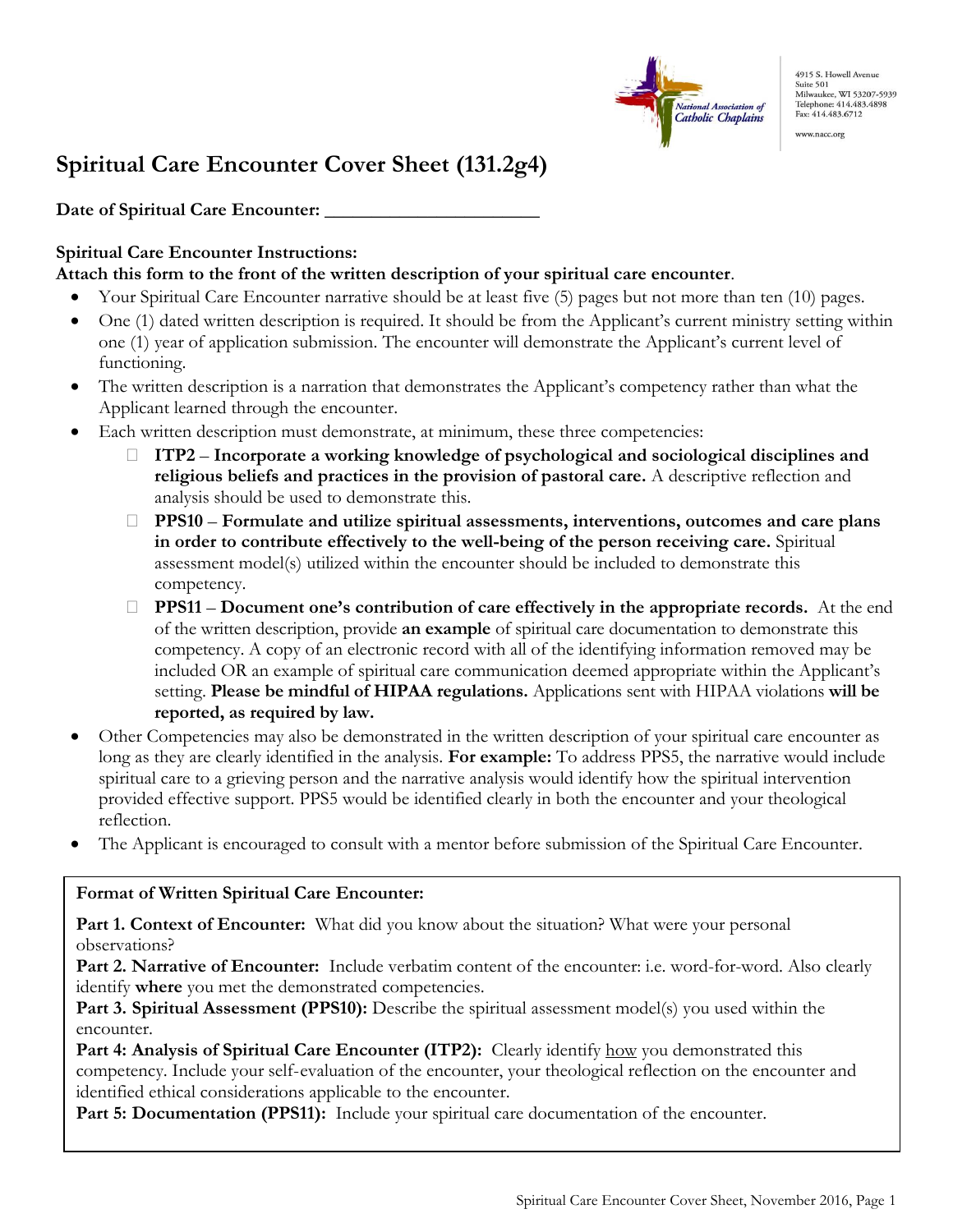4915 S. Howell Avenue
Suite 501
Milwaukee, WI 53207-5939
Telephone: 414.483.4898
Fax: 414.483.6712

www.nacc.org

# Spiritual Care Encounter Cover Sheet (131.2g4)

**Date of Spiritual Care Encounter:** ______________________

**Spiritual Care Encounter Instructions:**
**Attach this form to the front of the written description of your spiritual care encounter**.

- Your Spiritual Care Encounter narrative should be at least five (5) pages but not more than ten (10) pages.
- One (1) dated written description is required. It should be from the Applicant's current ministry setting within one (1) year of application submission. The encounter will demonstrate the Applicant's current level of functioning.
- The written description is a narration that demonstrates the Applicant's competency rather than what the Applicant learned through the encounter.
- Each written description must demonstrate, at minimum, these three competencies:
  - **ITP2 – Incorporate a working knowledge of psychological and sociological disciplines and religious beliefs and practices in the provision of pastoral care.** A descriptive reflection and analysis should be used to demonstrate this.
  - **PPS10 – Formulate and utilize spiritual assessments, interventions, outcomes and care plans in order to contribute effectively to the well-being of the person receiving care.** Spiritual assessment model(s) utilized within the encounter should be included to demonstrate this competency.
  - **PPS11 – Document one's contribution of care effectively in the appropriate records.** At the end of the written description, provide **an example** of spiritual care documentation to demonstrate this competency. A copy of an electronic record with all of the identifying information removed may be included OR an example of spiritual care communication deemed appropriate within the Applicant's setting. **Please be mindful of HIPAA regulations.** Applications sent with HIPAA violations **will be reported, as required by law.**
- Other Competencies may also be demonstrated in the written description of your spiritual care encounter as long as they are clearly identified in the analysis. **For example:** To address PPS5, the narrative would include spiritual care to a grieving person and the narrative analysis would identify how the spiritual intervention provided effective support. PPS5 would be identified clearly in both the encounter and your theological reflection.
- The Applicant is encouraged to consult with a mentor before submission of the Spiritual Care Encounter.

**Format of Written Spiritual Care Encounter:**

**Part 1. Context of Encounter:** What did you know about the situation? What were your personal observations?

**Part 2. Narrative of Encounter:** Include verbatim content of the encounter: i.e. word-for-word. Also clearly identify **where** you met the demonstrated competencies.

**Part 3. Spiritual Assessment (PPS10):** Describe the spiritual assessment model(s) you used within the encounter.

**Part 4: Analysis of Spiritual Care Encounter (ITP2):** Clearly identify <u>how</u> you demonstrated this competency. Include your self-evaluation of the encounter, your theological reflection on the encounter and identified ethical considerations applicable to the encounter.

**Part 5: Documentation (PPS11):** Include your spiritual care documentation of the encounter.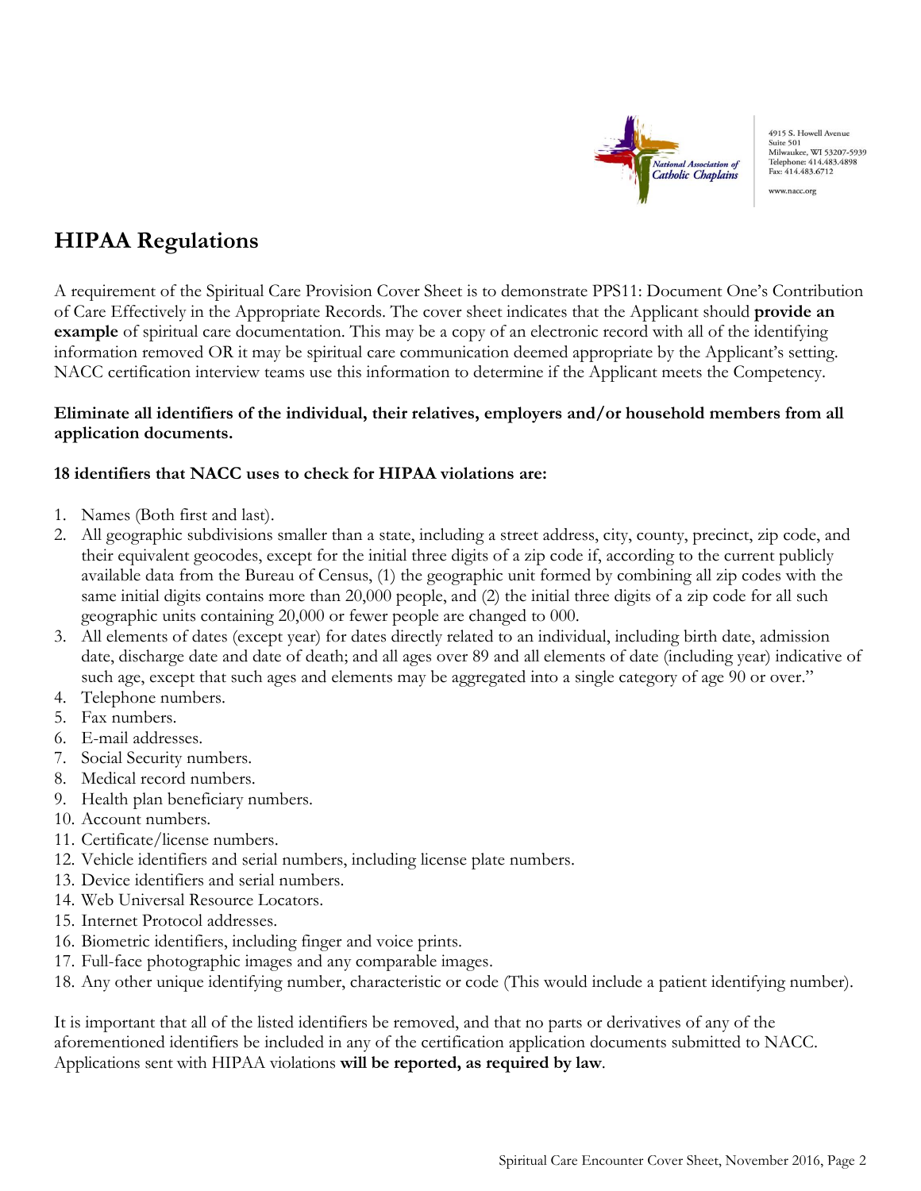4915 S. Howell Avenue
Suite 501
Milwaukee, WI 53207-5939
Telephone: 414.483.4898
Fax: 414.483.6712

www.nacc.org

# HIPAA Regulations

A requirement of the Spiritual Care Provision Cover Sheet is to demonstrate PPS11: Document One's Contribution of Care Effectively in the Appropriate Records. The cover sheet indicates that the Applicant should **provide an example** of spiritual care documentation. This may be a copy of an electronic record with all of the identifying information removed OR it may be spiritual care communication deemed appropriate by the Applicant's setting. NACC certification interview teams use this information to determine if the Applicant meets the Competency.

**Eliminate all identifiers of the individual, their relatives, employers and/or household members from all application documents.**

**18 identifiers that NACC uses to check for HIPAA violations are:**

1. Names (Both first and last).
2. All geographic subdivisions smaller than a state, including a street address, city, county, precinct, zip code, and their equivalent geocodes, except for the initial three digits of a zip code if, according to the current publicly available data from the Bureau of Census, (1) the geographic unit formed by combining all zip codes with the same initial digits contains more than 20,000 people, and (2) the initial three digits of a zip code for all such geographic units containing 20,000 or fewer people are changed to 000.
3. All elements of dates (except year) for dates directly related to an individual, including birth date, admission date, discharge date and date of death; and all ages over 89 and all elements of date (including year) indicative of such age, except that such ages and elements may be aggregated into a single category of age 90 or over."
4. Telephone numbers.
5. Fax numbers.
6. E-mail addresses.
7. Social Security numbers.
8. Medical record numbers.
9. Health plan beneficiary numbers.
10. Account numbers.
11. Certificate/license numbers.
12. Vehicle identifiers and serial numbers, including license plate numbers.
13. Device identifiers and serial numbers.
14. Web Universal Resource Locators.
15. Internet Protocol addresses.
16. Biometric identifiers, including finger and voice prints.
17. Full-face photographic images and any comparable images.
18. Any other unique identifying number, characteristic or code (This would include a patient identifying number).

It is important that all of the listed identifiers be removed, and that no parts or derivatives of any of the aforementioned identifiers be included in any of the certification application documents submitted to NACC. Applications sent with HIPAA violations **will be reported, as required by law**.